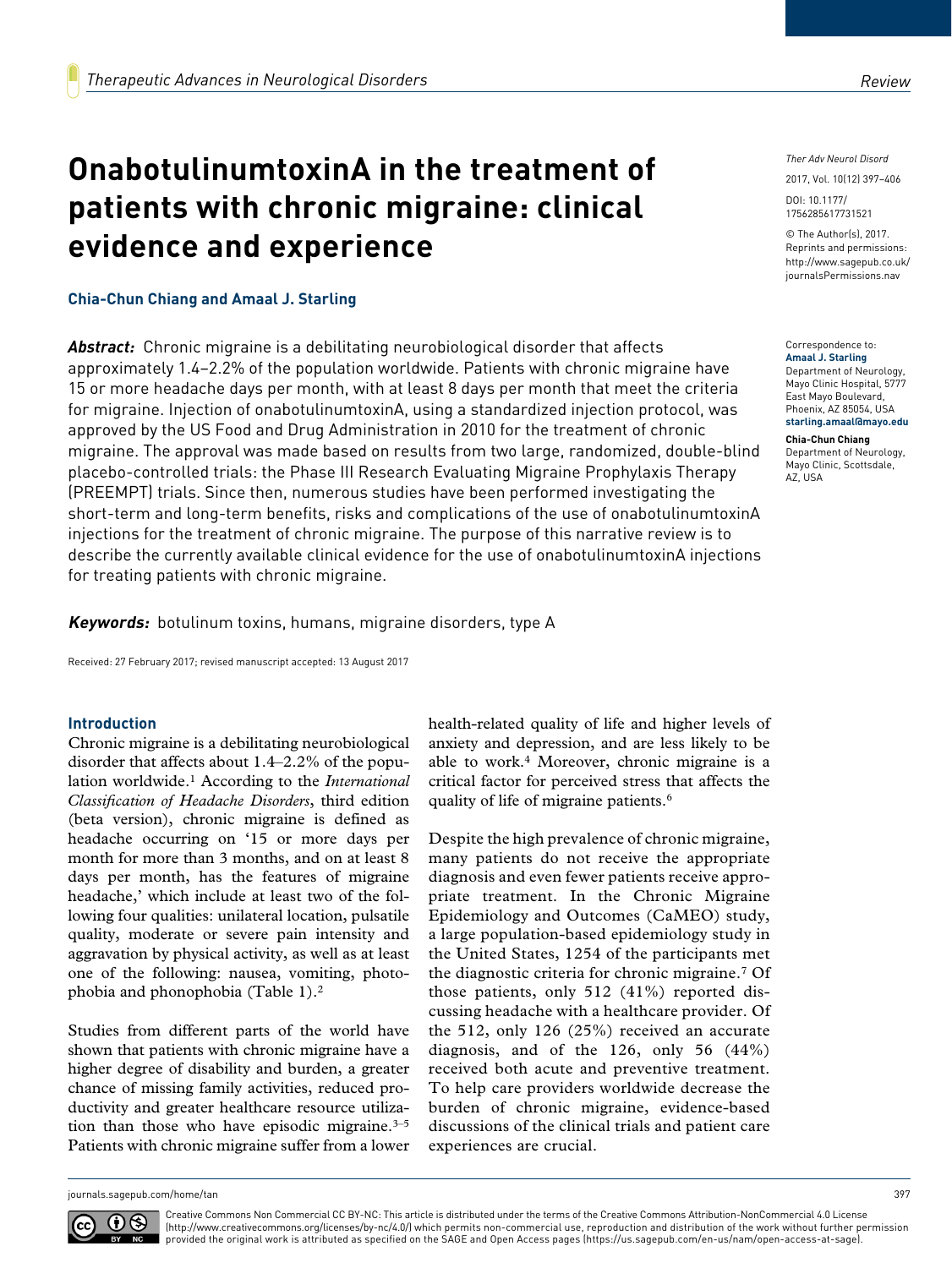# OnabotulinumtoxinA in the treatment of patients with chronic migraine: clinical evidence and experience

**Chia-Chun Chiang and Amaal J. Starling**

***Abstract:*** Chronic migraine is a debilitating neurobiological disorder that affects approximately 1.4–2.2% of the population worldwide. Patients with chronic migraine have 15 or more headache days per month, with at least 8 days per month that meet the criteria for migraine. Injection of onabotulinumtoxinA, using a standardized injection protocol, was approved by the US Food and Drug Administration in 2010 for the treatment of chronic migraine. The approval was made based on results from two large, randomized, double-blind placebo-controlled trials: the Phase III Research Evaluating Migraine Prophylaxis Therapy (PREEMPT) trials. Since then, numerous studies have been performed investigating the short-term and long-term benefits, risks and complications of the use of onabotulinumtoxinA injections for the treatment of chronic migraine. The purpose of this narrative review is to describe the currently available clinical evidence for the use of onabotulinumtoxinA injections for treating patients with chronic migraine.

***Keywords:*** botulinum toxins, humans, migraine disorders, type A

Received: 27 February 2017; revised manuscript accepted: 13 August 2017

*Ther Adv Neurol Disord*

2017, Vol. 10(12) 397–406

DOI: 10.1177/1756285617731521

© The Author(s), 2017. Reprints and permissions: http://www.sagepub.co.uk/journalsPermissions.nav

Correspondence to:
**Amaal J. Starling**
Department of Neurology, Mayo Clinic Hospital, 5777 East Mayo Boulevard, Phoenix, AZ 85054, USA
**starling.amaal@mayo.edu**

**Chia-Chun Chiang**
Department of Neurology, Mayo Clinic, Scottsdale, AZ, USA

## Introduction

Chronic migraine is a debilitating neurobiological disorder that affects about 1.4–2.2% of the population worldwide.[1] According to the *International Classification of Headache Disorders*, third edition (beta version), chronic migraine is defined as headache occurring on '15 or more days per month for more than 3 months, and on at least 8 days per month, has the features of migraine headache,' which include at least two of the following four qualities: unilateral location, pulsatile quality, moderate or severe pain intensity and aggravation by physical activity, as well as at least one of the following: nausea, vomiting, photophobia and phonophobia (Table 1).[2]

Studies from different parts of the world have shown that patients with chronic migraine have a higher degree of disability and burden, a greater chance of missing family activities, reduced productivity and greater healthcare resource utilization than those who have episodic migraine.[3–5] Patients with chronic migraine suffer from a lower health-related quality of life and higher levels of anxiety and depression, and are less likely to be able to work.[4] Moreover, chronic migraine is a critical factor for perceived stress that affects the quality of life of migraine patients.[6]

Despite the high prevalence of chronic migraine, many patients do not receive the appropriate diagnosis and even fewer patients receive appropriate treatment. In the Chronic Migraine Epidemiology and Outcomes (CaMEO) study, a large population-based epidemiology study in the United States, 1254 of the participants met the diagnostic criteria for chronic migraine.[7] Of those patients, only 512 (41%) reported discussing headache with a healthcare provider. Of the 512, only 126 (25%) received an accurate diagnosis, and of the 126, only 56 (44%) received both acute and preventive treatment. To help care providers worldwide decrease the burden of chronic migraine, evidence-based discussions of the clinical trials and patient care experiences are crucial.

Creative Commons Non Commercial CC BY-NC: This article is distributed under the terms of the Creative Commons Attribution-NonCommercial 4.0 License (http://www.creativecommons.org/licenses/by-nc/4.0/) which permits non-commercial use, reproduction and distribution of the work without further permission provided the original work is attributed as specified on the SAGE and Open Access pages (https://us.sagepub.com/en-us/nam/open-access-at-sage).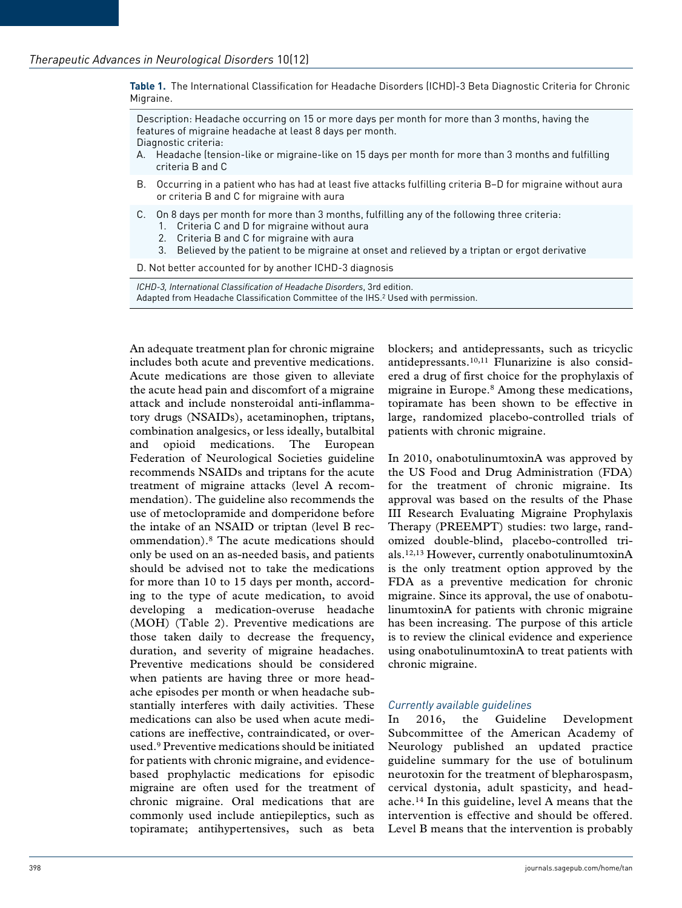**Table 1.** The International Classification for Headache Disorders (ICHD)-3 Beta Diagnostic Criteria for Chronic Migraine.

| |
|---|
| Description: Headache occurring on 15 or more days per month for more than 3 months, having the features of migraine headache at least 8 days per month.<br>Diagnostic criteria:<br>A. Headache (tension-like or migraine-like on 15 days per month for more than 3 months and fulfilling criteria B and C |
| B. Occurring in a patient who has had at least five attacks fulfilling criteria B–D for migraine without aura or criteria B and C for migraine with aura |
| C. On 8 days per month for more than 3 months, fulfilling any of the following three criteria:<br>1. Criteria C and D for migraine without aura<br>2. Criteria B and C for migraine with aura<br>3. Believed by the patient to be migraine at onset and relieved by a triptan or ergot derivative |
| D. Not better accounted for by another ICHD-3 diagnosis |

*ICHD-3, International Classification of Headache Disorders*, 3rd edition.
Adapted from Headache Classification Committee of the IHS.[2] Used with permission.

An adequate treatment plan for chronic migraine includes both acute and preventive medications. Acute medications are those given to alleviate the acute head pain and discomfort of a migraine attack and include nonsteroidal anti-inflammatory drugs (NSAIDs), acetaminophen, triptans, combination analgesics, or less ideally, butalbital and opioid medications. The European Federation of Neurological Societies guideline recommends NSAIDs and triptans for the acute treatment of migraine attacks (level A recommendation). The guideline also recommends the use of metoclopramide and domperidone before the intake of an NSAID or triptan (level B recommendation).[8] The acute medications should only be used on an as-needed basis, and patients should be advised not to take the medications for more than 10 to 15 days per month, according to the type of acute medication, to avoid developing a medication-overuse headache (MOH) (Table 2). Preventive medications are those taken daily to decrease the frequency, duration, and severity of migraine headaches. Preventive medications should be considered when patients are having three or more headache episodes per month or when headache substantially interferes with daily activities. These medications can also be used when acute medications are ineffective, contraindicated, or overused.[9] Preventive medications should be initiated for patients with chronic migraine, and evidence-based prophylactic medications for episodic migraine are often used for the treatment of chronic migraine. Oral medications that are commonly used include antiepileptics, such as topiramate; antihypertensives, such as beta blockers; and antidepressants, such as tricyclic antidepressants.[10,11] Flunarizine is also considered a drug of first choice for the prophylaxis of migraine in Europe.[8] Among these medications, topiramate has been shown to be effective in large, randomized placebo-controlled trials of patients with chronic migraine.

In 2010, onabotulinumtoxinA was approved by the US Food and Drug Administration (FDA) for the treatment of chronic migraine. Its approval was based on the results of the Phase III Research Evaluating Migraine Prophylaxis Therapy (PREEMPT) studies: two large, randomized double-blind, placebo-controlled trials.[12,13] However, currently onabotulinumtoxinA is the only treatment option approved by the FDA as a preventive medication for chronic migraine. Since its approval, the use of onabotulinumtoxinA for patients with chronic migraine has been increasing. The purpose of this article is to review the clinical evidence and experience using onabotulinumtoxinA to treat patients with chronic migraine.

### *Currently available guidelines*

In 2016, the Guideline Development Subcommittee of the American Academy of Neurology published an updated practice guideline summary for the use of botulinum neurotoxin for the treatment of blepharospasm, cervical dystonia, adult spasticity, and headache.[14] In this guideline, level A means that the intervention is effective and should be offered. Level B means that the intervention is probably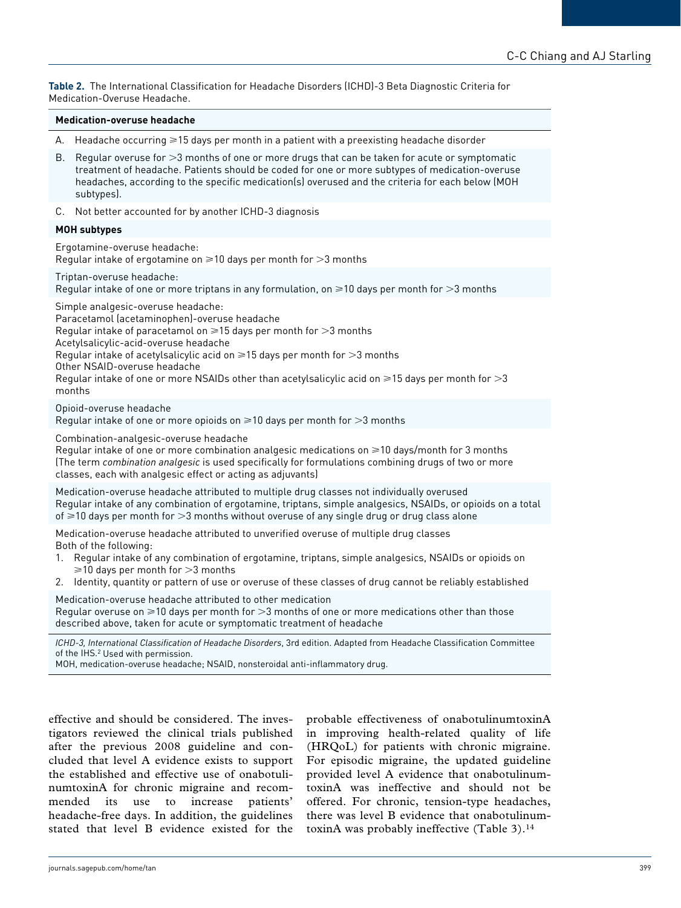**Table 2.** The International Classification for Headache Disorders (ICHD)-3 Beta Diagnostic Criteria for Medication-Overuse Headache.

| **Medication-overuse headache** |
|---|
| A. Headache occurring ⩾15 days per month in a patient with a preexisting headache disorder |
| B. Regular overuse for >3 months of one or more drugs that can be taken for acute or symptomatic treatment of headache. Patients should be coded for one or more subtypes of medication-overuse headaches, according to the specific medication(s) overused and the criteria for each below (MOH subtypes). |
| C. Not better accounted for by another ICHD-3 diagnosis |
| **MOH subtypes** |
| Ergotamine-overuse headache:<br>Regular intake of ergotamine on ⩾10 days per month for >3 months |
| Triptan-overuse headache:<br>Regular intake of one or more triptans in any formulation, on ⩾10 days per month for >3 months |
| Simple analgesic-overuse headache:<br>Paracetamol (acetaminophen)-overuse headache<br>Regular intake of paracetamol on ⩾15 days per month for >3 months<br>Acetylsalicylic-acid-overuse headache<br>Regular intake of acetylsalicylic acid on ⩾15 days per month for >3 months<br>Other NSAID-overuse headache<br>Regular intake of one or more NSAIDs other than acetylsalicylic acid on ⩾15 days per month for >3 months |
| Opioid-overuse headache<br>Regular intake of one or more opioids on ⩾10 days per month for >3 months |
| Combination-analgesic-overuse headache<br>Regular intake of one or more combination analgesic medications on ⩾10 days/month for 3 months<br>(The term *combination analgesic* is used specifically for formulations combining drugs of two or more classes, each with analgesic effect or acting as adjuvants) |
| Medication-overuse headache attributed to multiple drug classes not individually overused<br>Regular intake of any combination of ergotamine, triptans, simple analgesics, NSAIDs, or opioids on a total of ⩾10 days per month for >3 months without overuse of any single drug or drug class alone |
| Medication-overuse headache attributed to unverified overuse of multiple drug classes<br>Both of the following:<br>1. Regular intake of any combination of ergotamine, triptans, simple analgesics, NSAIDs or opioids on ⩾10 days per month for >3 months<br>2. Identity, quantity or pattern of use or overuse of these classes of drug cannot be reliably established |
| Medication-overuse headache attributed to other medication<br>Regular overuse on ⩾10 days per month for >3 months of one or more medications other than those described above, taken for acute or symptomatic treatment of headache |

*ICHD-3, International Classification of Headache Disorders*, 3rd edition. Adapted from Headache Classification Committee of the IHS.[2] Used with permission.
MOH, medication-overuse headache; NSAID, nonsteroidal anti-inflammatory drug.

effective and should be considered. The investigators reviewed the clinical trials published after the previous 2008 guideline and concluded that level A evidence exists to support the established and effective use of onabotulinumtoxinA for chronic migraine and recommended its use to increase patients' headache-free days. In addition, the guidelines stated that level B evidence existed for the probable effectiveness of onabotulinumtoxinA in improving health-related quality of life (HRQoL) for patients with chronic migraine. For episodic migraine, the updated guideline provided level A evidence that onabotulinumtoxinA was ineffective and should not be offered. For chronic, tension-type headaches, there was level B evidence that onabotulinumtoxinA was probably ineffective (Table 3).[14]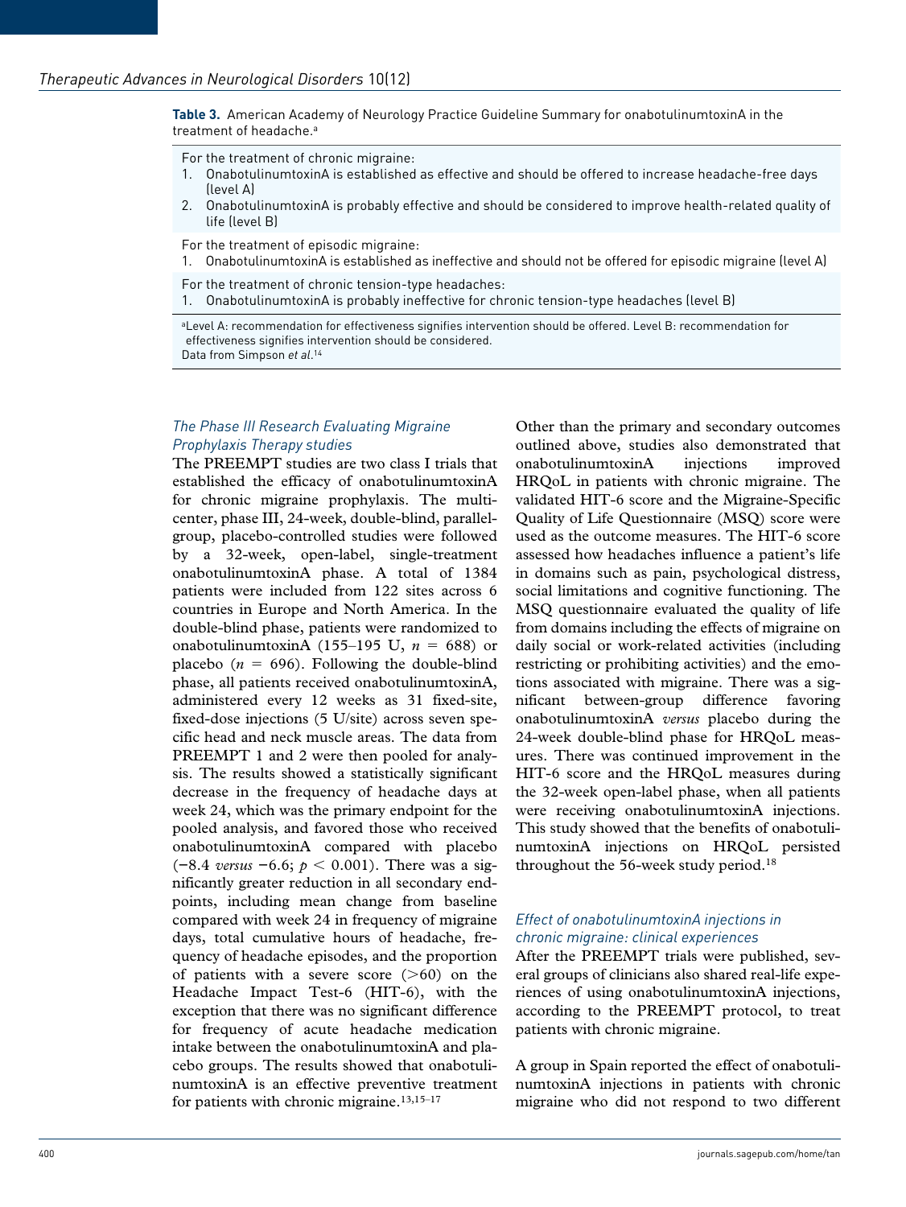**Table 3.** American Academy of Neurology Practice Guideline Summary for onabotulinumtoxinA in the treatment of headache.[a]

| |
|---|
| For the treatment of chronic migraine:<br>1. OnabotulinumtoxinA is established as effective and should be offered to increase headache-free days (level A)<br>2. OnabotulinumtoxinA is probably effective and should be considered to improve health-related quality of life (level B) |
| For the treatment of episodic migraine:<br>1. OnabotulinumtoxinA is established as ineffective and should not be offered for episodic migraine (level A) |
| For the treatment of chronic tension-type headaches:<br>1. OnabotulinumtoxinA is probably ineffective for chronic tension-type headaches (level B) |

[a]Level A: recommendation for effectiveness signifies intervention should be offered. Level B: recommendation for effectiveness signifies intervention should be considered.
Data from Simpson *et al*.[14]

### *The Phase III Research Evaluating Migraine Prophylaxis Therapy studies*

The PREEMPT studies are two class I trials that established the efficacy of onabotulinumtoxinA for chronic migraine prophylaxis. The multicenter, phase III, 24-week, double-blind, parallel-group, placebo-controlled studies were followed by a 32-week, open-label, single-treatment onabotulinumtoxinA phase. A total of 1384 patients were included from 122 sites across 6 countries in Europe and North America. In the double-blind phase, patients were randomized to onabotulinumtoxinA (155–195 U, $n$ = 688) or placebo ($n$ = 696). Following the double-blind phase, all patients received onabotulinumtoxinA, administered every 12 weeks as 31 fixed-site, fixed-dose injections (5 U/site) across seven specific head and neck muscle areas. The data from PREEMPT 1 and 2 were then pooled for analysis. The results showed a statistically significant decrease in the frequency of headache days at week 24, which was the primary endpoint for the pooled analysis, and favored those who received onabotulinumtoxinA compared with placebo (−8.4 *versus* −6.6; $p < 0.001$). There was a significantly greater reduction in all secondary endpoints, including mean change from baseline compared with week 24 in frequency of migraine days, total cumulative hours of headache, frequency of headache episodes, and the proportion of patients with a severe score (>60) on the Headache Impact Test-6 (HIT-6), with the exception that there was no significant difference for frequency of acute headache medication intake between the onabotulinumtoxinA and placebo groups. The results showed that onabotulinumtoxinA is an effective preventive treatment for patients with chronic migraine.[13,15–17]

Other than the primary and secondary outcomes outlined above, studies also demonstrated that onabotulinumtoxinA injections improved HRQoL in patients with chronic migraine. The validated HIT-6 score and the Migraine-Specific Quality of Life Questionnaire (MSQ) score were used as the outcome measures. The HIT-6 score assessed how headaches influence a patient's life in domains such as pain, psychological distress, social limitations and cognitive functioning. The MSQ questionnaire evaluated the quality of life from domains including the effects of migraine on daily social or work-related activities (including restricting or prohibiting activities) and the emotions associated with migraine. There was a significant between-group difference favoring onabotulinumtoxinA *versus* placebo during the 24-week double-blind phase for HRQoL measures. There was continued improvement in the HIT-6 score and the HRQoL measures during the 32-week open-label phase, when all patients were receiving onabotulinumtoxinA injections. This study showed that the benefits of onabotulinumtoxinA injections on HRQoL persisted throughout the 56-week study period.[18]

### *Effect of onabotulinumtoxinA injections in chronic migraine: clinical experiences*

After the PREEMPT trials were published, several groups of clinicians also shared real-life experiences of using onabotulinumtoxinA injections, according to the PREEMPT protocol, to treat patients with chronic migraine.

A group in Spain reported the effect of onabotulinumtoxinA injections in patients with chronic migraine who did not respond to two different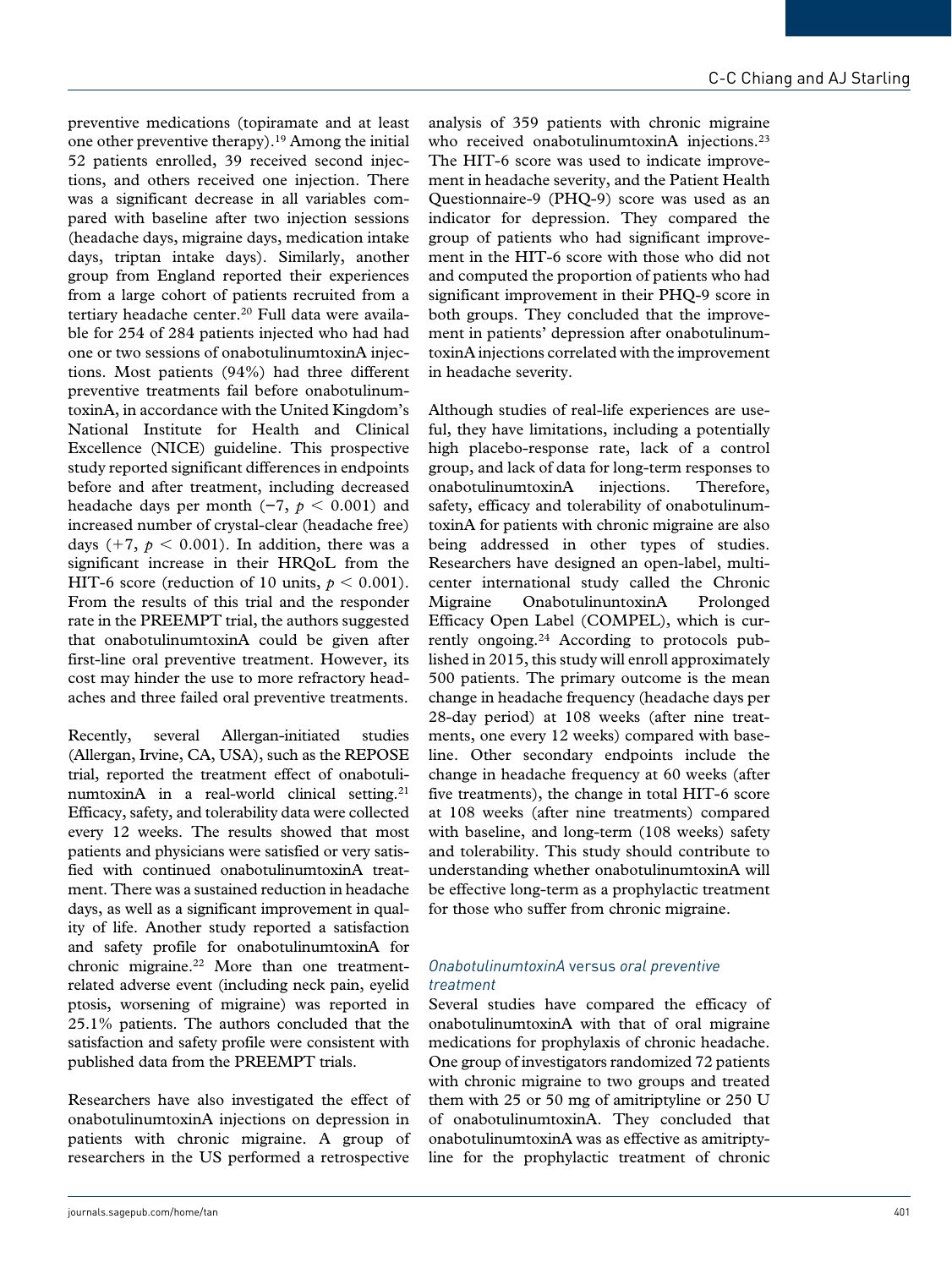preventive medications (topiramate and at least one other preventive therapy).[19] Among the initial 52 patients enrolled, 39 received second injections, and others received one injection. There was a significant decrease in all variables compared with baseline after two injection sessions (headache days, migraine days, medication intake days, triptan intake days). Similarly, another group from England reported their experiences from a large cohort of patients recruited from a tertiary headache center.[20] Full data were available for 254 of 284 patients injected who had had one or two sessions of onabotulinumtoxinA injections. Most patients (94%) had three different preventive treatments fail before onabotulinumtoxinA, in accordance with the United Kingdom's National Institute for Health and Clinical Excellence (NICE) guideline. This prospective study reported significant differences in endpoints before and after treatment, including decreased headache days per month ($-7$, $p < 0.001$) and increased number of crystal-clear (headache free) days ($+7$, $p < 0.001$). In addition, there was a significant increase in their HRQoL from the HIT-6 score (reduction of 10 units, $p < 0.001$). From the results of this trial and the responder rate in the PREEMPT trial, the authors suggested that onabotulinumtoxinA could be given after first-line oral preventive treatment. However, its cost may hinder the use to more refractory headaches and three failed oral preventive treatments.

Recently, several Allergan-initiated studies (Allergan, Irvine, CA, USA), such as the REPOSE trial, reported the treatment effect of onabotulinumtoxinA in a real-world clinical setting.[21] Efficacy, safety, and tolerability data were collected every 12 weeks. The results showed that most patients and physicians were satisfied or very satisfied with continued onabotulinumtoxinA treatment. There was a sustained reduction in headache days, as well as a significant improvement in quality of life. Another study reported a satisfaction and safety profile for onabotulinumtoxinA for chronic migraine.[22] More than one treatment-related adverse event (including neck pain, eyelid ptosis, worsening of migraine) was reported in 25.1% patients. The authors concluded that the satisfaction and safety profile were consistent with published data from the PREEMPT trials.

Researchers have also investigated the effect of onabotulinumtoxinA injections on depression in patients with chronic migraine. A group of researchers in the US performed a retrospective analysis of 359 patients with chronic migraine who received onabotulinumtoxinA injections.[23] The HIT-6 score was used to indicate improvement in headache severity, and the Patient Health Questionnaire-9 (PHQ-9) score was used as an indicator for depression. They compared the group of patients who had significant improvement in the HIT-6 score with those who did not and computed the proportion of patients who had significant improvement in their PHQ-9 score in both groups. They concluded that the improvement in patients' depression after onabotulinumtoxinA injections correlated with the improvement in headache severity.

Although studies of real-life experiences are useful, they have limitations, including a potentially high placebo-response rate, lack of a control group, and lack of data for long-term responses to onabotulinumtoxinA injections. Therefore, safety, efficacy and tolerability of onabotulinumtoxinA for patients with chronic migraine are also being addressed in other types of studies. Researchers have designed an open-label, multicenter international study called the Chronic Migraine OnabotulinuntoxinA Prolonged Efficacy Open Label (COMPEL), which is currently ongoing.[24] According to protocols published in 2015, this study will enroll approximately 500 patients. The primary outcome is the mean change in headache frequency (headache days per 28-day period) at 108 weeks (after nine treatments, one every 12 weeks) compared with baseline. Other secondary endpoints include the change in headache frequency at 60 weeks (after five treatments), the change in total HIT-6 score at 108 weeks (after nine treatments) compared with baseline, and long-term (108 weeks) safety and tolerability. This study should contribute to understanding whether onabotulinumtoxinA will be effective long-term as a prophylactic treatment for those who suffer from chronic migraine.

### *OnabotulinumtoxinA* versus *oral preventive treatment*

Several studies have compared the efficacy of onabotulinumtoxinA with that of oral migraine medications for prophylaxis of chronic headache. One group of investigators randomized 72 patients with chronic migraine to two groups and treated them with 25 or 50 mg of amitriptyline or 250 U of onabotulinumtoxinA. They concluded that onabotulinumtoxinA was as effective as amitriptyline for the prophylactic treatment of chronic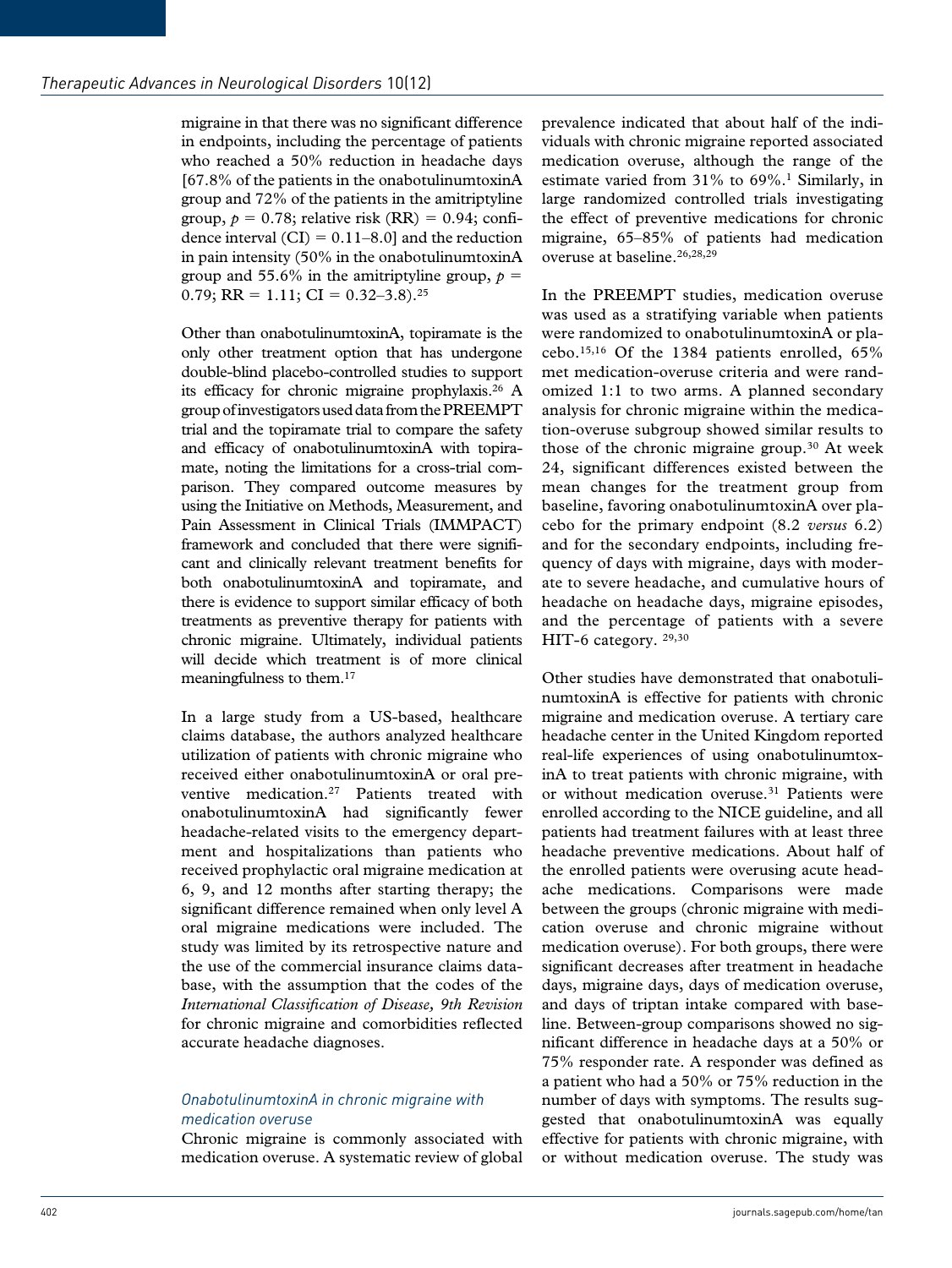migraine in that there was no significant difference in endpoints, including the percentage of patients who reached a 50% reduction in headache days [67.8% of the patients in the onabotulinumtoxinA group and 72% of the patients in the amitriptyline group, $p = 0.78$; relative risk (RR) = 0.94; confidence interval (CI) = 0.11–8.0] and the reduction in pain intensity (50% in the onabotulinumtoxinA group and 55.6% in the amitriptyline group, $p = 0.79$; RR = 1.11; CI = 0.32–3.8).[25]

Other than onabotulinumtoxinA, topiramate is the only other treatment option that has undergone double-blind placebo-controlled studies to support its efficacy for chronic migraine prophylaxis.[26] A group of investigators used data from the PREEMPT trial and the topiramate trial to compare the safety and efficacy of onabotulinumtoxinA with topiramate, noting the limitations for a cross-trial comparison. They compared outcome measures by using the Initiative on Methods, Measurement, and Pain Assessment in Clinical Trials (IMMPACT) framework and concluded that there were significant and clinically relevant treatment benefits for both onabotulinumtoxinA and topiramate, and there is evidence to support similar efficacy of both treatments as preventive therapy for patients with chronic migraine. Ultimately, individual patients will decide which treatment is of more clinical meaningfulness to them.[17]

In a large study from a US-based, healthcare claims database, the authors analyzed healthcare utilization of patients with chronic migraine who received either onabotulinumtoxinA or oral preventive medication.[27] Patients treated with onabotulinumtoxinA had significantly fewer headache-related visits to the emergency department and hospitalizations than patients who received prophylactic oral migraine medication at 6, 9, and 12 months after starting therapy; the significant difference remained when only level A oral migraine medications were included. The study was limited by its retrospective nature and the use of the commercial insurance claims database, with the assumption that the codes of the *International Classification of Disease, 9th Revision* for chronic migraine and comorbidities reflected accurate headache diagnoses.

### *OnabotulinumtoxinA in chronic migraine with medication overuse*

Chronic migraine is commonly associated with medication overuse. A systematic review of global prevalence indicated that about half of the individuals with chronic migraine reported associated medication overuse, although the range of the estimate varied from 31% to 69%.[1] Similarly, in large randomized controlled trials investigating the effect of preventive medications for chronic migraine, 65–85% of patients had medication overuse at baseline.[26,28,29]

In the PREEMPT studies, medication overuse was used as a stratifying variable when patients were randomized to onabotulinumtoxinA or placebo.[15,16] Of the 1384 patients enrolled, 65% met medication-overuse criteria and were randomized 1:1 to two arms. A planned secondary analysis for chronic migraine within the medication-overuse subgroup showed similar results to those of the chronic migraine group.[30] At week 24, significant differences existed between the mean changes for the treatment group from baseline, favoring onabotulinumtoxinA over placebo for the primary endpoint (8.2 *versus* 6.2) and for the secondary endpoints, including frequency of days with migraine, days with moderate to severe headache, and cumulative hours of headache on headache days, migraine episodes, and the percentage of patients with a severe HIT-6 category.[29,30]

Other studies have demonstrated that onabotulinumtoxinA is effective for patients with chronic migraine and medication overuse. A tertiary care headache center in the United Kingdom reported real-life experiences of using onabotulinumtoxinA to treat patients with chronic migraine, with or without medication overuse.[31] Patients were enrolled according to the NICE guideline, and all patients had treatment failures with at least three headache preventive medications. About half of the enrolled patients were overusing acute headache medications. Comparisons were made between the groups (chronic migraine with medication overuse and chronic migraine without medication overuse). For both groups, there were significant decreases after treatment in headache days, migraine days, days of medication overuse, and days of triptan intake compared with baseline. Between-group comparisons showed no significant difference in headache days at a 50% or 75% responder rate. A responder was defined as a patient who had a 50% or 75% reduction in the number of days with symptoms. The results suggested that onabotulinumtoxinA was equally effective for patients with chronic migraine, with or without medication overuse. The study was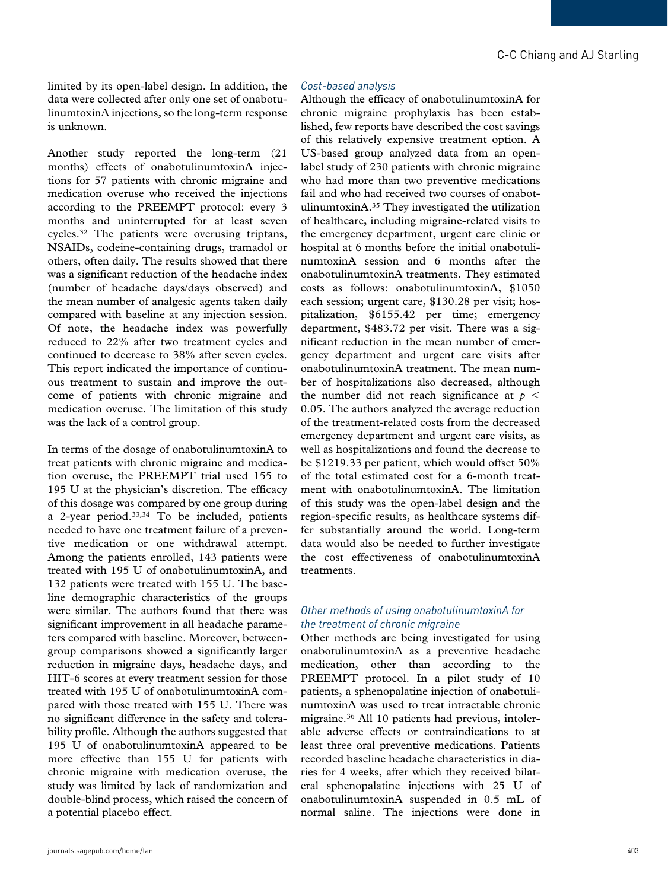limited by its open-label design. In addition, the data were collected after only one set of onabotulinumtoxinA injections, so the long-term response is unknown.

Another study reported the long-term (21 months) effects of onabotulinumtoxinA injections for 57 patients with chronic migraine and medication overuse who received the injections according to the PREEMPT protocol: every 3 months and uninterrupted for at least seven cycles.[32] The patients were overusing triptans, NSAIDs, codeine-containing drugs, tramadol or others, often daily. The results showed that there was a significant reduction of the headache index (number of headache days/days observed) and the mean number of analgesic agents taken daily compared with baseline at any injection session. Of note, the headache index was powerfully reduced to 22% after two treatment cycles and continued to decrease to 38% after seven cycles. This report indicated the importance of continuous treatment to sustain and improve the outcome of patients with chronic migraine and medication overuse. The limitation of this study was the lack of a control group.

In terms of the dosage of onabotulinumtoxinA to treat patients with chronic migraine and medication overuse, the PREEMPT trial used 155 to 195 U at the physician's discretion. The efficacy of this dosage was compared by one group during a 2-year period.[33,34] To be included, patients needed to have one treatment failure of a preventive medication or one withdrawal attempt. Among the patients enrolled, 143 patients were treated with 195 U of onabotulinumtoxinA, and 132 patients were treated with 155 U. The baseline demographic characteristics of the groups were similar. The authors found that there was significant improvement in all headache parameters compared with baseline. Moreover, between-group comparisons showed a significantly larger reduction in migraine days, headache days, and HIT-6 scores at every treatment session for those treated with 195 U of onabotulinumtoxinA compared with those treated with 155 U. There was no significant difference in the safety and tolerability profile. Although the authors suggested that 195 U of onabotulinumtoxinA appeared to be more effective than 155 U for patients with chronic migraine with medication overuse, the study was limited by lack of randomization and double-blind process, which raised the concern of a potential placebo effect.

### *Cost-based analysis*

Although the efficacy of onabotulinumtoxinA for chronic migraine prophylaxis has been established, few reports have described the cost savings of this relatively expensive treatment option. A US-based group analyzed data from an open-label study of 230 patients with chronic migraine who had more than two preventive medications fail and who had received two courses of onabotulinumtoxinA.[35] They investigated the utilization of healthcare, including migraine-related visits to the emergency department, urgent care clinic or hospital at 6 months before the initial onabotulinumtoxinA session and 6 months after the onabotulinumtoxinA treatments. They estimated costs as follows: onabotulinumtoxinA, \$1050 each session; urgent care, \$130.28 per visit; hospitalization, \$6155.42 per time; emergency department, \$483.72 per visit. There was a significant reduction in the mean number of emergency department and urgent care visits after onabotulinumtoxinA treatment. The mean number of hospitalizations also decreased, although the number did not reach significance at $p < 0.05$. The authors analyzed the average reduction of the treatment-related costs from the decreased emergency department and urgent care visits, as well as hospitalizations and found the decrease to be \$1219.33 per patient, which would offset 50% of the total estimated cost for a 6-month treatment with onabotulinumtoxinA. The limitation of this study was the open-label design and the region-specific results, as healthcare systems differ substantially around the world. Long-term data would also be needed to further investigate the cost effectiveness of onabotulinumtoxinA treatments.

### *Other methods of using onabotulinumtoxinA for the treatment of chronic migraine*

Other methods are being investigated for using onabotulinumtoxinA as a preventive headache medication, other than according to the PREEMPT protocol. In a pilot study of 10 patients, a sphenopalatine injection of onabotulinumtoxinA was used to treat intractable chronic migraine.[36] All 10 patients had previous, intolerable adverse effects or contraindications to at least three oral preventive medications. Patients recorded baseline headache characteristics in diaries for 4 weeks, after which they received bilateral sphenopalatine injections with 25 U of onabotulinumtoxinA suspended in 0.5 mL of normal saline. The injections were done in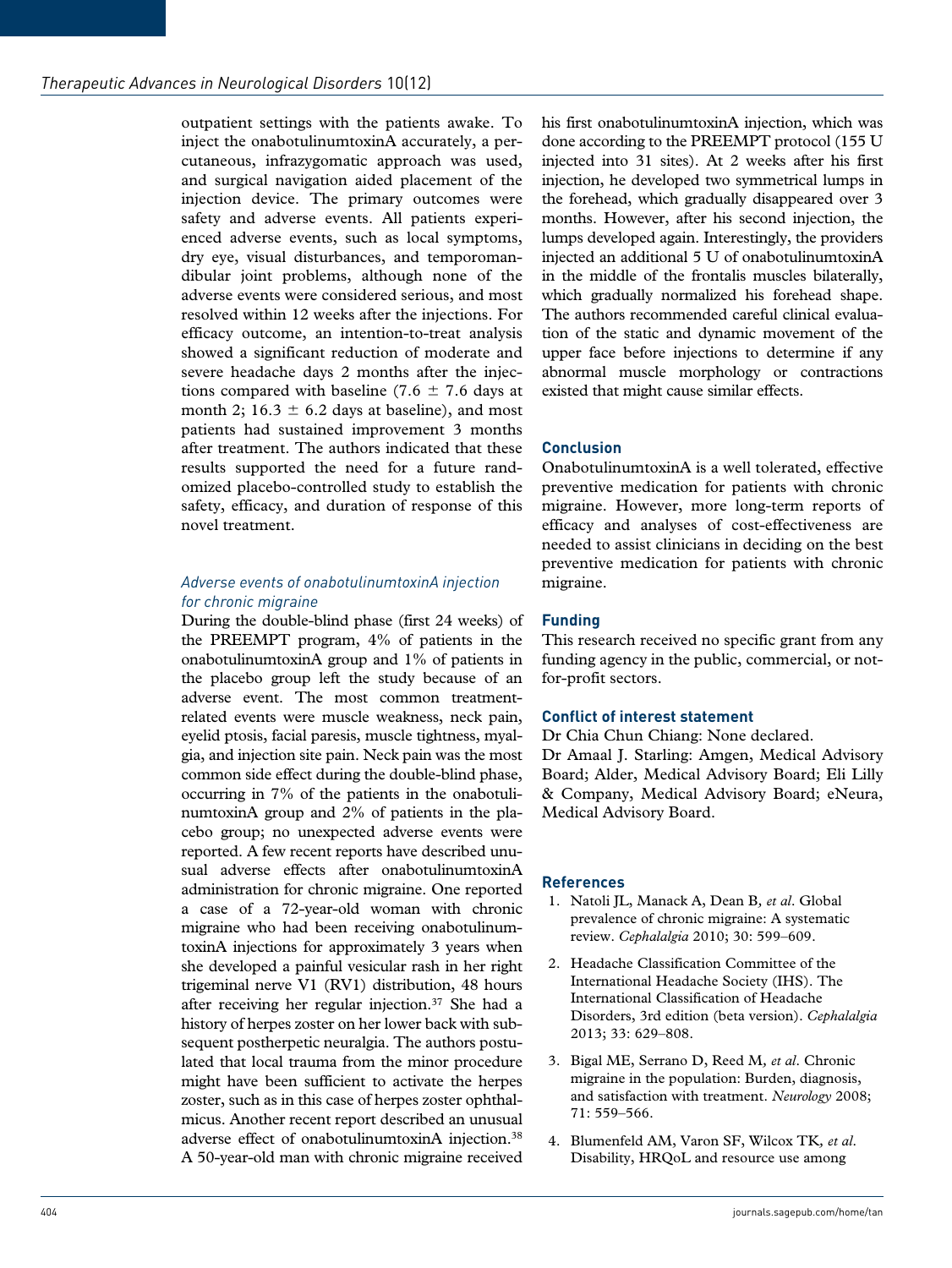outpatient settings with the patients awake. To inject the onabotulinumtoxinA accurately, a percutaneous, infrazygomatic approach was used, and surgical navigation aided placement of the injection device. The primary outcomes were safety and adverse events. All patients experienced adverse events, such as local symptoms, dry eye, visual disturbances, and temporomandibular joint problems, although none of the adverse events were considered serious, and most resolved within 12 weeks after the injections. For efficacy outcome, an intention-to-treat analysis showed a significant reduction of moderate and severe headache days 2 months after the injections compared with baseline (7.6 ± 7.6 days at month 2; 16.3 ± 6.2 days at baseline), and most patients had sustained improvement 3 months after treatment. The authors indicated that these results supported the need for a future randomized placebo-controlled study to establish the safety, efficacy, and duration of response of this novel treatment.

### *Adverse events of onabotulinumtoxinA injection for chronic migraine*

During the double-blind phase (first 24 weeks) of the PREEMPT program, 4% of patients in the onabotulinumtoxinA group and 1% of patients in the placebo group left the study because of an adverse event. The most common treatment-related events were muscle weakness, neck pain, eyelid ptosis, facial paresis, muscle tightness, myalgia, and injection site pain. Neck pain was the most common side effect during the double-blind phase, occurring in 7% of the patients in the onabotulinumtoxinA group and 2% of patients in the placebo group; no unexpected adverse events were reported. A few recent reports have described unusual adverse effects after onabotulinumtoxinA administration for chronic migraine. One reported a case of a 72-year-old woman with chronic migraine who had been receiving onabotulinumtoxinA injections for approximately 3 years when she developed a painful vesicular rash in her right trigeminal nerve V1 (RV1) distribution, 48 hours after receiving her regular injection.[37] She had a history of herpes zoster on her lower back with subsequent postherpetic neuralgia. The authors postulated that local trauma from the minor procedure might have been sufficient to activate the herpes zoster, such as in this case of herpes zoster ophthalmicus. Another recent report described an unusual adverse effect of onabotulinumtoxinA injection.[38] A 50-year-old man with chronic migraine received his first onabotulinumtoxinA injection, which was done according to the PREEMPT protocol (155 U injected into 31 sites). At 2 weeks after his first injection, he developed two symmetrical lumps in the forehead, which gradually disappeared over 3 months. However, after his second injection, the lumps developed again. Interestingly, the providers injected an additional 5 U of onabotulinumtoxinA in the middle of the frontalis muscles bilaterally, which gradually normalized his forehead shape. The authors recommended careful clinical evaluation of the static and dynamic movement of the upper face before injections to determine if any abnormal muscle morphology or contractions existed that might cause similar effects.

## Conclusion

OnabotulinumtoxinA is a well tolerated, effective preventive medication for patients with chronic migraine. However, more long-term reports of efficacy and analyses of cost-effectiveness are needed to assist clinicians in deciding on the best preventive medication for patients with chronic migraine.

## Funding

This research received no specific grant from any funding agency in the public, commercial, or not-for-profit sectors.

## Conflict of interest statement

Dr Chia Chun Chiang: None declared.
Dr Amaal J. Starling: Amgen, Medical Advisory Board; Alder, Medical Advisory Board; Eli Lilly & Company, Medical Advisory Board; eNeura, Medical Advisory Board.

## References

1. Natoli JL, Manack A, Dean B, *et al*. Global prevalence of chronic migraine: A systematic review. *Cephalalgia* 2010; 30: 599–609.
2. Headache Classification Committee of the International Headache Society (IHS). The International Classification of Headache Disorders, 3rd edition (beta version). *Cephalalgia* 2013; 33: 629–808.
3. Bigal ME, Serrano D, Reed M, *et al*. Chronic migraine in the population: Burden, diagnosis, and satisfaction with treatment. *Neurology* 2008; 71: 559–566.
4. Blumenfeld AM, Varon SF, Wilcox TK, *et al*. Disability, HRQoL and resource use among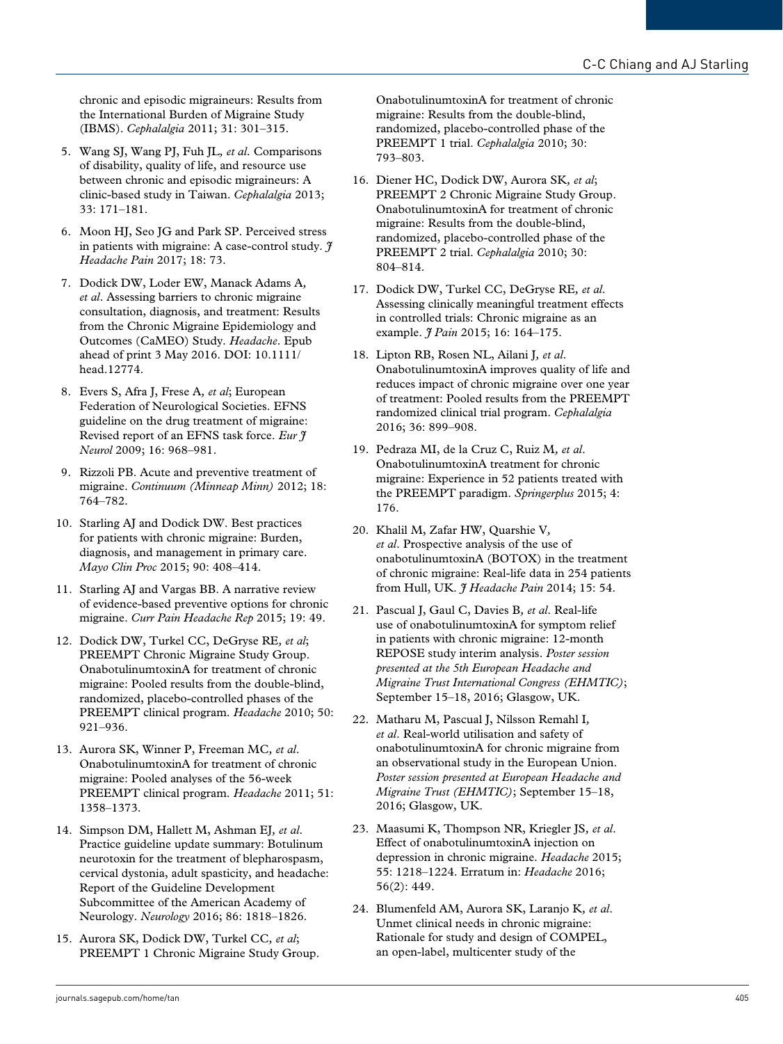chronic and episodic migraineurs: Results from the International Burden of Migraine Study (IBMS). *Cephalalgia* 2011; 31: 301–315.

5. Wang SJ, Wang PJ, Fuh JL, *et al*. Comparisons of disability, quality of life, and resource use between chronic and episodic migraineurs: A clinic-based study in Taiwan. *Cephalalgia* 2013; 33: 171–181.
6. Moon HJ, Seo JG and Park SP. Perceived stress in patients with migraine: A case-control study. *J Headache Pain* 2017; 18: 73.
7. Dodick DW, Loder EW, Manack Adams A, *et al*. Assessing barriers to chronic migraine consultation, diagnosis, and treatment: Results from the Chronic Migraine Epidemiology and Outcomes (CaMEO) Study. *Headache*. Epub ahead of print 3 May 2016. DOI: 10.1111/head.12774.
8. Evers S, Afra J, Frese A, *et al*; European Federation of Neurological Societies. EFNS guideline on the drug treatment of migraine: Revised report of an EFNS task force. *Eur J Neurol* 2009; 16: 968–981.
9. Rizzoli PB. Acute and preventive treatment of migraine. *Continuum (Minneap Minn)* 2012; 18: 764–782.
10. Starling AJ and Dodick DW. Best practices for patients with chronic migraine: Burden, diagnosis, and management in primary care. *Mayo Clin Proc* 2015; 90: 408–414.
11. Starling AJ and Vargas BB. A narrative review of evidence-based preventive options for chronic migraine. *Curr Pain Headache Rep* 2015; 19: 49.
12. Dodick DW, Turkel CC, DeGryse RE, *et al*; PREEMPT Chronic Migraine Study Group. OnabotulinumtoxinA for treatment of chronic migraine: Pooled results from the double-blind, randomized, placebo-controlled phases of the PREEMPT clinical program. *Headache* 2010; 50: 921–936.
13. Aurora SK, Winner P, Freeman MC, *et al*. OnabotulinumtoxinA for treatment of chronic migraine: Pooled analyses of the 56-week PREEMPT clinical program. *Headache* 2011; 51: 1358–1373.
14. Simpson DM, Hallett M, Ashman EJ, *et al*. Practice guideline update summary: Botulinum neurotoxin for the treatment of blepharospasm, cervical dystonia, adult spasticity, and headache: Report of the Guideline Development Subcommittee of the American Academy of Neurology. *Neurology* 2016; 86: 1818–1826.
15. Aurora SK, Dodick DW, Turkel CC, *et al*; PREEMPT 1 Chronic Migraine Study Group. OnabotulinumtoxinA for treatment of chronic migraine: Results from the double-blind, randomized, placebo-controlled phase of the PREEMPT 1 trial. *Cephalalgia* 2010; 30: 793–803.
16. Diener HC, Dodick DW, Aurora SK, *et al*; PREEMPT 2 Chronic Migraine Study Group. OnabotulinumtoxinA for treatment of chronic migraine: Results from the double-blind, randomized, placebo-controlled phase of the PREEMPT 2 trial. *Cephalalgia* 2010; 30: 804–814.
17. Dodick DW, Turkel CC, DeGryse RE, *et al*. Assessing clinically meaningful treatment effects in controlled trials: Chronic migraine as an example. *J Pain* 2015; 16: 164–175.
18. Lipton RB, Rosen NL, Ailani J, *et al*. OnabotulinumtoxinA improves quality of life and reduces impact of chronic migraine over one year of treatment: Pooled results from the PREEMPT randomized clinical trial program. *Cephalalgia* 2016; 36: 899–908.
19. Pedraza MI, de la Cruz C, Ruiz M, *et al*. OnabotulinumtoxinA treatment for chronic migraine: Experience in 52 patients treated with the PREEMPT paradigm. *Springerplus* 2015; 4: 176.
20. Khalil M, Zafar HW, Quarshie V, *et al*. Prospective analysis of the use of onabotulinumtoxinA (BOTOX) in the treatment of chronic migraine: Real-life data in 254 patients from Hull, UK. *J Headache Pain* 2014; 15: 54.
21. Pascual J, Gaul C, Davies B, *et al*. Real-life use of onabotulinumtoxinA for symptom relief in patients with chronic migraine: 12-month REPOSE study interim analysis. *Poster session presented at the 5th European Headache and Migraine Trust International Congress (EHMTIC)*; September 15–18, 2016; Glasgow, UK.
22. Matharu M, Pascual J, Nilsson Remahl I, *et al*. Real-world utilisation and safety of onabotulinumtoxinA for chronic migraine from an observational study in the European Union. *Poster session presented at European Headache and Migraine Trust (EHMTIC)*; September 15–18, 2016; Glasgow, UK.
23. Maasumi K, Thompson NR, Kriegler JS, *et al*. Effect of onabotulinumtoxinA injection on depression in chronic migraine. *Headache* 2015; 55: 1218–1224. Erratum in: *Headache* 2016; 56(2): 449.
24. Blumenfeld AM, Aurora SK, Laranjo K, *et al*. Unmet clinical needs in chronic migraine: Rationale for study and design of COMPEL, an open-label, multicenter study of the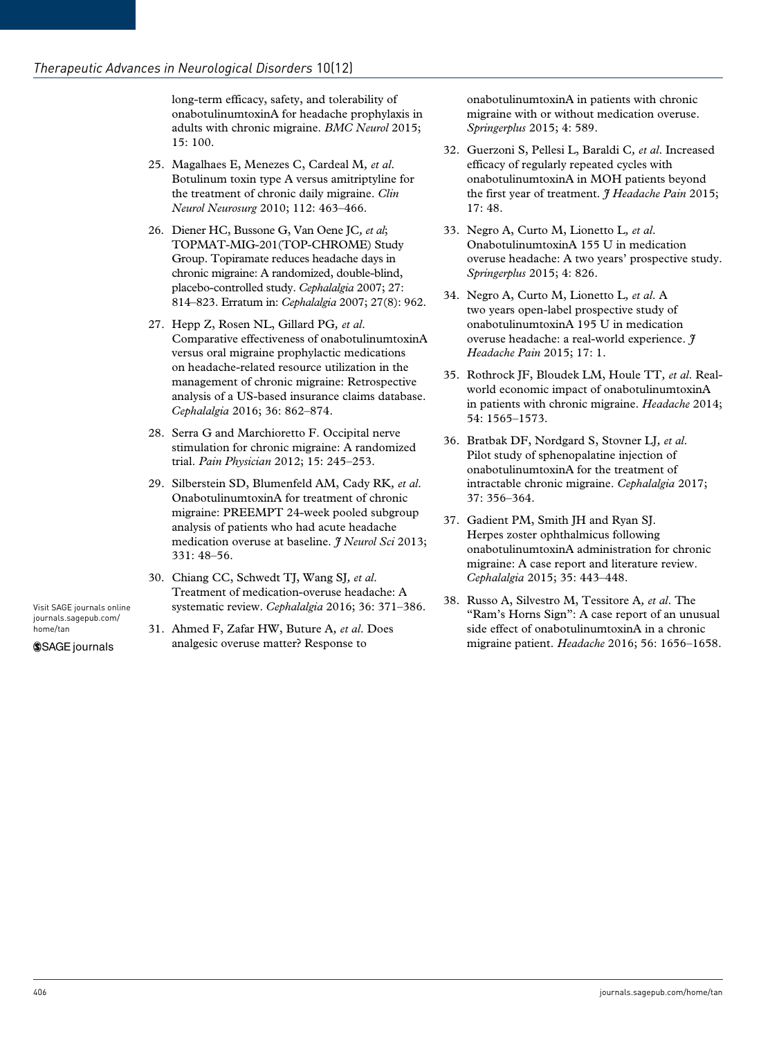long-term efficacy, safety, and tolerability of onabotulinumtoxinA for headache prophylaxis in adults with chronic migraine. *BMC Neurol* 2015; 15: 100.

25. Magalhaes E, Menezes C, Cardeal M, *et al*. Botulinum toxin type A versus amitriptyline for the treatment of chronic daily migraine. *Clin Neurol Neurosurg* 2010; 112: 463–466.
26. Diener HC, Bussone G, Van Oene JC, *et al*; TOPMAT-MIG-201(TOP-CHROME) Study Group. Topiramate reduces headache days in chronic migraine: A randomized, double-blind, placebo-controlled study. *Cephalalgia* 2007; 27: 814–823. Erratum in: *Cephalalgia* 2007; 27(8): 962.
27. Hepp Z, Rosen NL, Gillard PG, *et al*. Comparative effectiveness of onabotulinumtoxinA versus oral migraine prophylactic medications on headache-related resource utilization in the management of chronic migraine: Retrospective analysis of a US-based insurance claims database. *Cephalalgia* 2016; 36: 862–874.
28. Serra G and Marchioretto F. Occipital nerve stimulation for chronic migraine: A randomized trial. *Pain Physician* 2012; 15: 245–253.
29. Silberstein SD, Blumenfeld AM, Cady RK, *et al*. OnabotulinumtoxinA for treatment of chronic migraine: PREEMPT 24-week pooled subgroup analysis of patients who had acute headache medication overuse at baseline. *J Neurol Sci* 2013; 331: 48–56.
30. Chiang CC, Schwedt TJ, Wang SJ, *et al*. Treatment of medication-overuse headache: A systematic review. *Cephalalgia* 2016; 36: 371–386.
31. Ahmed F, Zafar HW, Buture A, *et al*. Does analgesic overuse matter? Response to onabotulinumtoxinA in patients with chronic migraine with or without medication overuse. *Springerplus* 2015; 4: 589.
32. Guerzoni S, Pellesi L, Baraldi C, *et al*. Increased efficacy of regularly repeated cycles with onabotulinumtoxinA in MOH patients beyond the first year of treatment. *J Headache Pain* 2015; 17: 48.
33. Negro A, Curto M, Lionetto L, *et al*. OnabotulinumtoxinA 155 U in medication overuse headache: A two years' prospective study. *Springerplus* 2015; 4: 826.
34. Negro A, Curto M, Lionetto L, *et al*. A two years open-label prospective study of onabotulinumtoxinA 195 U in medication overuse headache: a real-world experience. *J Headache Pain* 2015; 17: 1.
35. Rothrock JF, Bloudek LM, Houle TT, *et al*. Real-world economic impact of onabotulinumtoxinA in patients with chronic migraine. *Headache* 2014; 54: 1565–1573.
36. Bratbak DF, Nordgard S, Stovner LJ, *et al*. Pilot study of sphenopalatine injection of onabotulinumtoxinA for the treatment of intractable chronic migraine. *Cephalalgia* 2017; 37: 356–364.
37. Gadient PM, Smith JH and Ryan SJ. Herpes zoster ophthalmicus following onabotulinumtoxinA administration for chronic migraine: A case report and literature review. *Cephalalgia* 2015; 35: 443–448.
38. Russo A, Silvestro M, Tessitore A, *et al*. The "Ram's Horns Sign": A case report of an unusual side effect of onabotulinumtoxinA in a chronic migraine patient. *Headache* 2016; 56: 1656–1658.

Visit SAGE journals online journals.sagepub.com/home/tan

SAGE journals